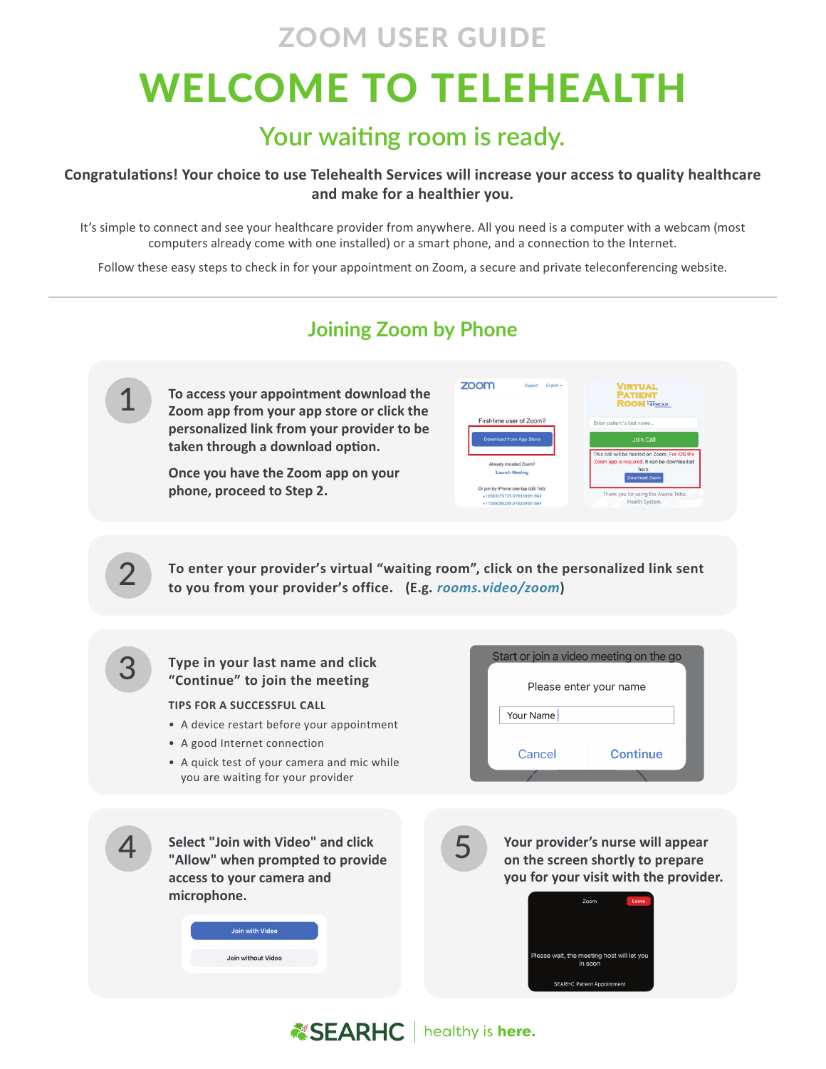ZOOM USER GUIDE

# WELCOME TO TELEHEALTH

## Your waiting room is ready.

**Congratulations! Your choice to use Telehealth Services will increase your access to quality healthcare and make for a healthier you.**

It's simple to connect and see your healthcare provider from anywhere. All you need is a computer with a webcam (most computers already come with one installed) or a smart phone, and a connection to the Internet.

Follow these easy steps to check in for your appointment on Zoom, a secure and private teleconferencing website.

---

## Joining Zoom by Phone

**1** **To access your appointment download the Zoom app from your app store or click the personalized link from your provider to be taken through a download option.**

**Once you have the Zoom app on your phone, proceed to Step 2.**

**2** **To enter your provider's virtual "waiting room", click on the personalized link sent to you from your provider's office. (E.g. *rooms.video/zoom*)**

**3** **Type in your last name and click "Continue" to join the meeting**

**TIPS FOR A SUCCESSFUL CALL**

- A device restart before your appointment
- A good Internet connection
- A quick test of your camera and mic while you are waiting for your provider

**4** **Select "Join with Video" and click "Allow" when prompted to provide access to your camera and microphone.**

**5** **Your provider's nurse will appear on the screen shortly to prepare you for your visit with the provider.**

SEARHC | healthy is **here.**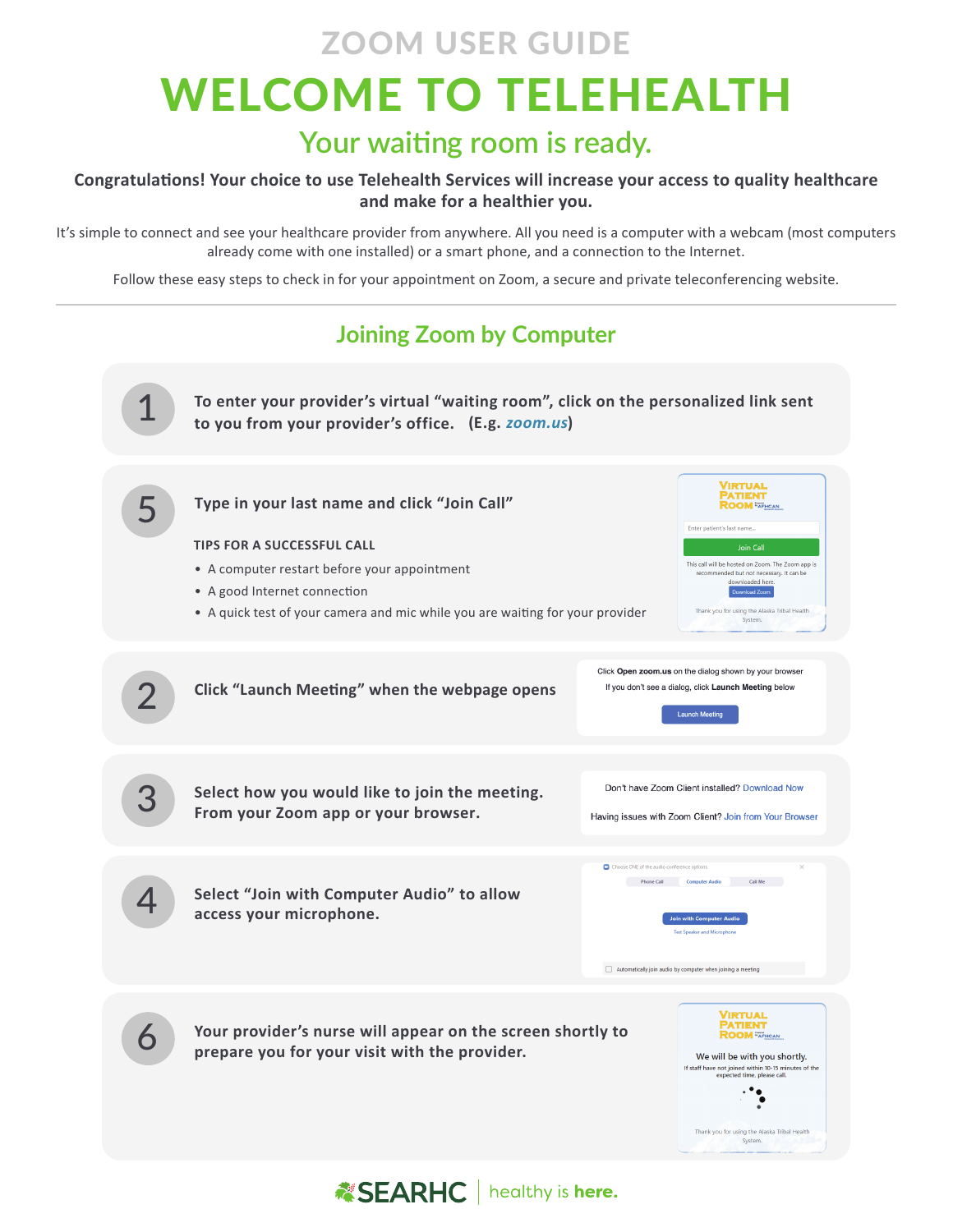# ZOOM USER GUIDE

# WELCOME TO TELEHEALTH

## Your waiting room is ready.

**Congratulations! Your choice to use Telehealth Services will increase your access to quality healthcare and make for a healthier you.**

It's simple to connect and see your healthcare provider from anywhere. All you need is a computer with a webcam (most computers already come with one installed) or a smart phone, and a connection to the Internet.

Follow these easy steps to check in for your appointment on Zoom, a secure and private teleconferencing website.

---

## Joining Zoom by Computer

**1** **To enter your provider's virtual "waiting room", click on the personalized link sent to you from your provider's office. (E.g. *zoom.us*)**

**5** **Type in your last name and click "Join Call"**

TIPS FOR A SUCCESSFUL CALL

- A computer restart before your appointment
- A good Internet connection
- A quick test of your camera and mic while you are waiting for your provider

VIRTUAL PATIENT ROOM

Enter patient's last name...

Join Call

This call will be hosted on Zoom. The Zoom app is recommended but not necessary. It can be downloaded here.

Download Zoom

Thank you for using the Alaska Tribal Health System.

**2** **Click "Launch Meeting" when the webpage opens**

Click **Open zoom.us** on the dialog shown by your browser

If you don't see a dialog, click **Launch Meeting** below

Launch Meeting

**3** **Select how you would like to join the meeting. From your Zoom app or your browser.**

Don't have Zoom Client installed? Download Now

Having issues with Zoom Client? Join from Your Browser

**4** **Select "Join with Computer Audio" to allow access your microphone.**

Choose ONE of the audio conference options

Phone Call | Computer Audio | Call Me

Join with Computer Audio

Test Speaker and Microphone

Automatically join audio by computer when joining a meeting

**6** **Your provider's nurse will appear on the screen shortly to prepare you for your visit with the provider.**

VIRTUAL PATIENT ROOM

We will be with you shortly.

If staff have not joined within 10-15 minutes of the expected time, please call.

Thank you for using the Alaska Tribal Health System.

SEARHC | healthy is **here.**